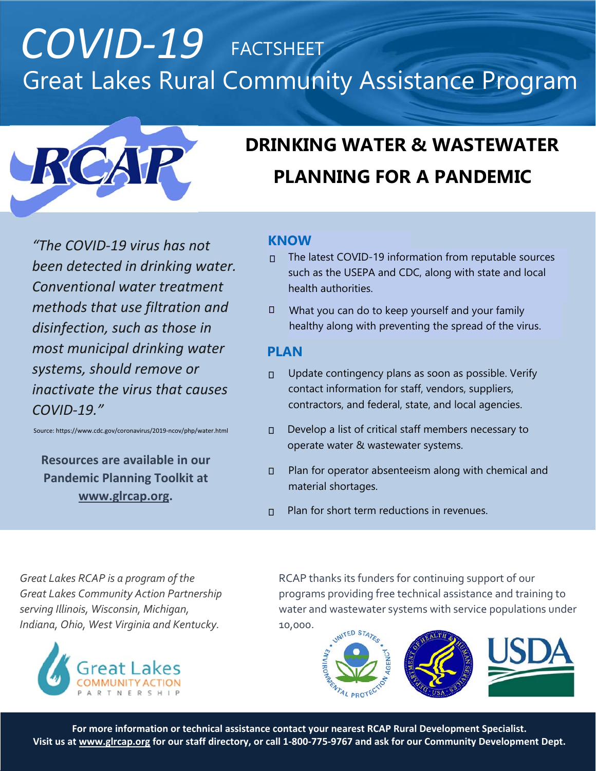# COVID-19 FACTSHEET

## Great Lakes Rural Community Assistance Program

## DRINKING WATER & WASTEWATER PLANNING FOR A PANDEMIC

*"The COVID-19 virus has not been detected in drinking water. Conventional water treatment methods that use filtration and disinfection, such as those in most municipal drinking water systems, should remove or inactivate the virus that causes COVID-19."*

Source: https://www.cdc.gov/coronavirus/2019-ncov/php/water.html

**Resources are available in our Pandemic Planning Toolkit at www.glrcap.org.**

### KNOW

- The latest COVID-19 information from reputable sources such as the USEPA and CDC, along with state and local health authorities.
- What you can do to keep yourself and your family healthy along with preventing the spread of the virus.

### PLAN

- Update contingency plans as soon as possible. Verify contact information for staff, vendors, suppliers, contractors, and federal, state, and local agencies.
- Develop a list of critical staff members necessary to operate water & wastewater systems.
- Plan for operator absenteeism along with chemical and material shortages.
- Plan for short term reductions in revenues.

*Great Lakes RCAP is a program of the Great Lakes Community Action Partnership serving Illinois, Wisconsin, Michigan, Indiana, Ohio, West Virginia and Kentucky.*

RCAP thanks its funders for continuing support of our programs providing free technical assistance and training to water and wastewater systems with service populations under 10,000.

**For more information or technical assistance contact your nearest RCAP Rural Development Specialist. Visit us at www.glrcap.org for our staff directory, or call 1-800-775-9767 and ask for our Community Development Dept.**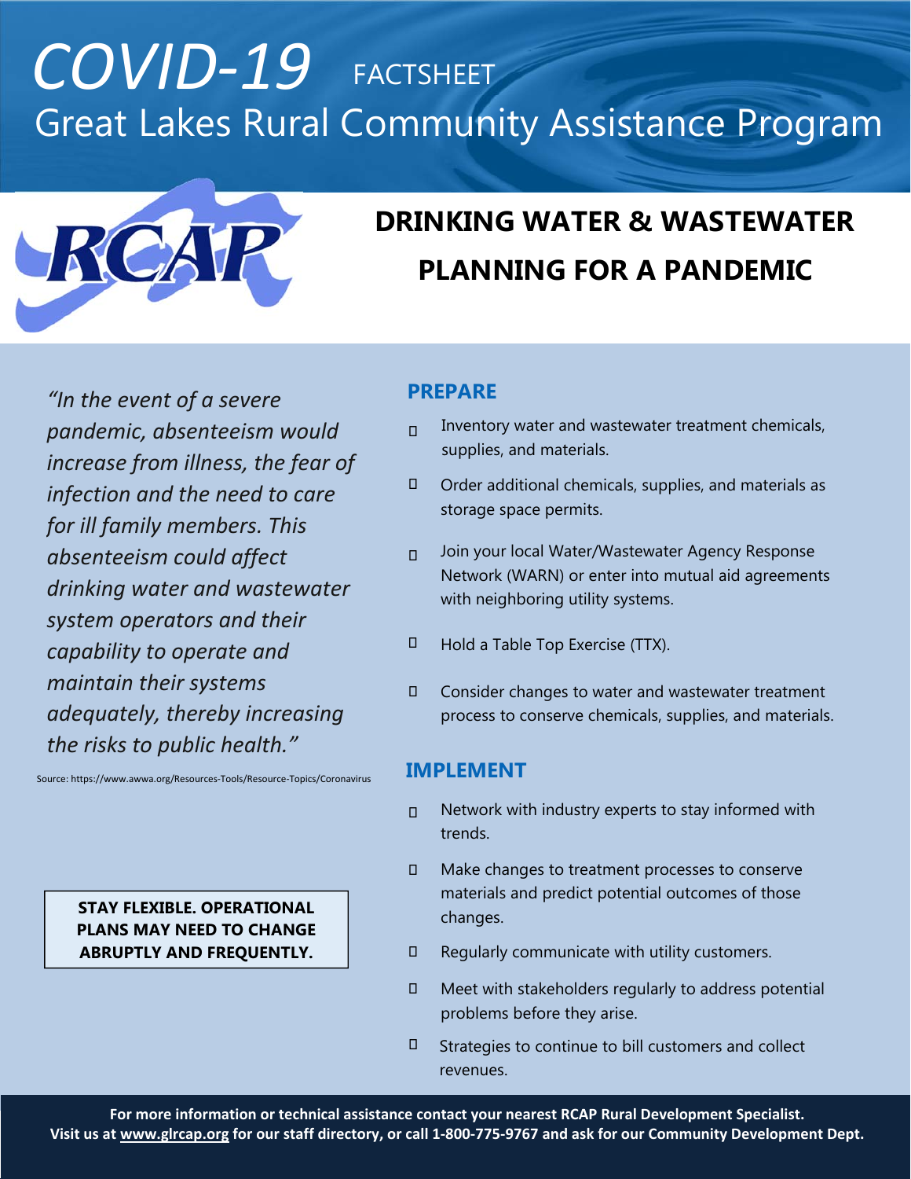# *COVID-19* FACTSHEET

## Great Lakes Rural Community Assistance Program

RCAP

## DRINKING WATER & WASTEWATER PLANNING FOR A PANDEMIC

*"In the event of a severe pandemic, absenteeism would increase from illness, the fear of infection and the need to care for ill family members. This absenteeism could affect drinking water and wastewater system operators and their capability to operate and maintain their systems adequately, thereby increasing the risks to public health."*

Source: https://www.awwa.org/Resources-Tools/Resource-Topics/Coronavirus

**STAY FLEXIBLE. OPERATIONAL PLANS MAY NEED TO CHANGE ABRUPTLY AND FREQUENTLY.**

### PREPARE

- Inventory water and wastewater treatment chemicals, supplies, and materials.
- Order additional chemicals, supplies, and materials as storage space permits.
- Join your local Water/Wastewater Agency Response Network (WARN) or enter into mutual aid agreements with neighboring utility systems.
- Hold a Table Top Exercise (TTX).
- Consider changes to water and wastewater treatment process to conserve chemicals, supplies, and materials.

### IMPLEMENT

- Network with industry experts to stay informed with trends.
- Make changes to treatment processes to conserve materials and predict potential outcomes of those changes.
- Regularly communicate with utility customers.
- Meet with stakeholders regularly to address potential problems before they arise.
- Strategies to continue to bill customers and collect revenues.

**For more information or technical assistance contact your nearest RCAP Rural Development Specialist. Visit us at www.glrcap.org for our staff directory, or call 1-800-775-9767 and ask for our Community Development Dept.**